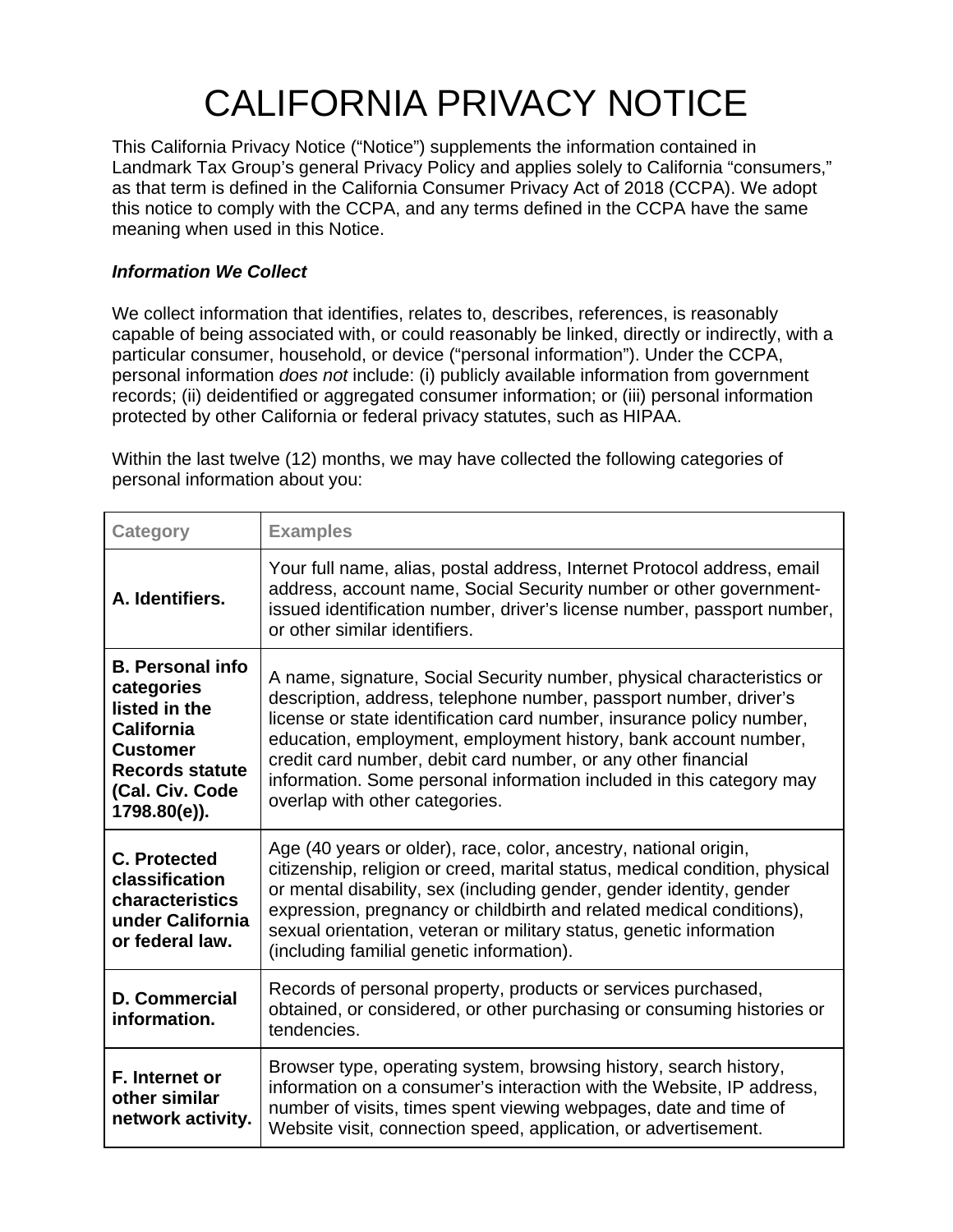# CALIFORNIA PRIVACY NOTICE

This California Privacy Notice ("Notice") supplements the information contained in Landmark Tax Group's general Privacy Policy and applies solely to California "consumers," as that term is defined in the California Consumer Privacy Act of 2018 (CCPA). We adopt this notice to comply with the CCPA, and any terms defined in the CCPA have the same meaning when used in this Notice.

***Information We Collect***

We collect information that identifies, relates to, describes, references, is reasonably capable of being associated with, or could reasonably be linked, directly or indirectly, with a particular consumer, household, or device ("personal information"). Under the CCPA, personal information *does not* include: (i) publicly available information from government records; (ii) deidentified or aggregated consumer information; or (iii) personal information protected by other California or federal privacy statutes, such as HIPAA.

Within the last twelve (12) months, we may have collected the following categories of personal information about you:

| Category | Examples |
| --- | --- |
| **A. Identifiers.** | Your full name, alias, postal address, Internet Protocol address, email address, account name, Social Security number or other government-issued identification number, driver's license number, passport number, or other similar identifiers. |
| **B. Personal info categories listed in the California Customer Records statute (Cal. Civ. Code 1798.80(e)).** | A name, signature, Social Security number, physical characteristics or description, address, telephone number, passport number, driver's license or state identification card number, insurance policy number, education, employment, employment history, bank account number, credit card number, debit card number, or any other financial information. Some personal information included in this category may overlap with other categories. |
| **C. Protected classification characteristics under California or federal law.** | Age (40 years or older), race, color, ancestry, national origin, citizenship, religion or creed, marital status, medical condition, physical or mental disability, sex (including gender, gender identity, gender expression, pregnancy or childbirth and related medical conditions), sexual orientation, veteran or military status, genetic information (including familial genetic information). |
| **D. Commercial information.** | Records of personal property, products or services purchased, obtained, or considered, or other purchasing or consuming histories or tendencies. |
| **F. Internet or other similar network activity.** | Browser type, operating system, browsing history, search history, information on a consumer's interaction with the Website, IP address, number of visits, times spent viewing webpages, date and time of Website visit, connection speed, application, or advertisement. |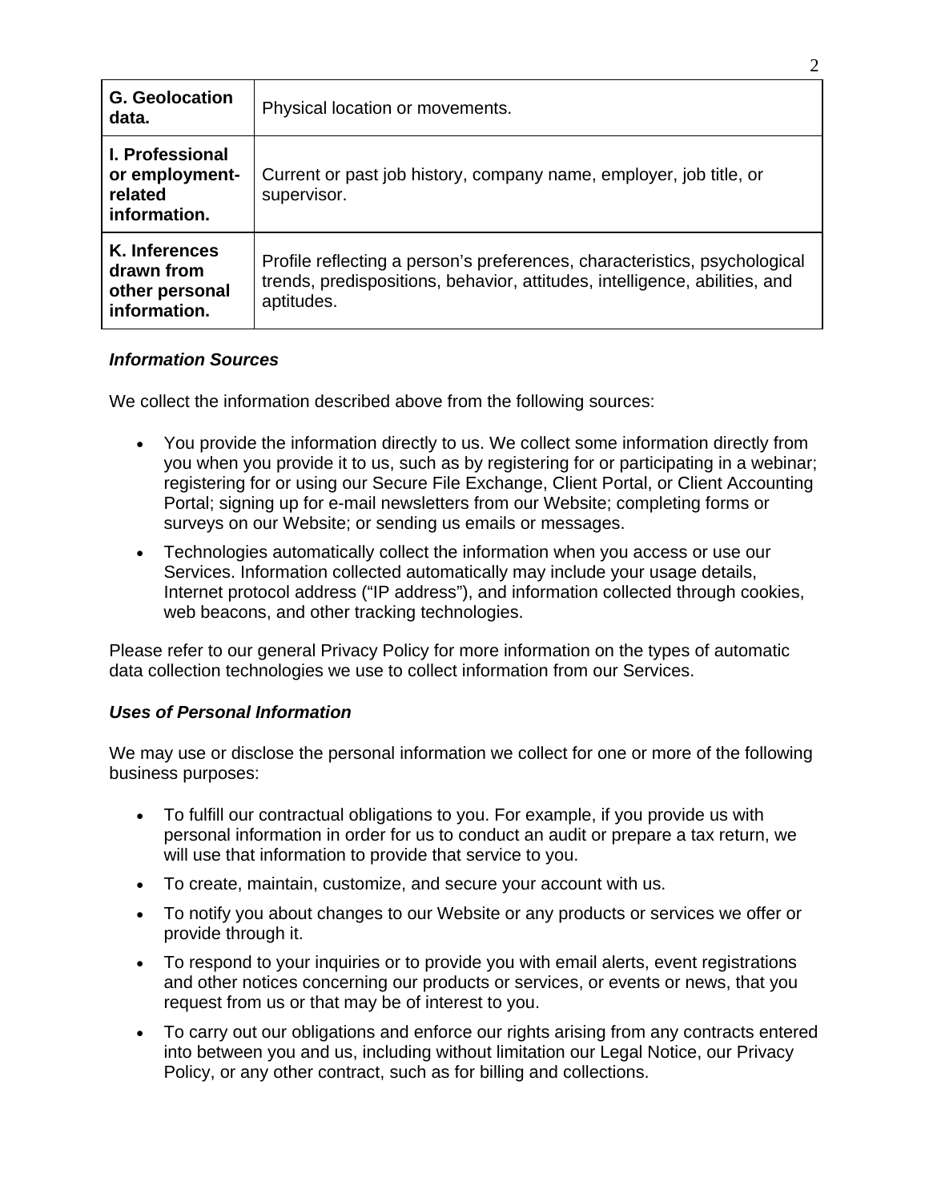| | |
|---|---|
| **G. Geolocation data.** | Physical location or movements. |
| **I. Professional or employment-related information.** | Current or past job history, company name, employer, job title, or supervisor. |
| **K. Inferences drawn from other personal information.** | Profile reflecting a person's preferences, characteristics, psychological trends, predispositions, behavior, attitudes, intelligence, abilities, and aptitudes. |

***Information Sources***

We collect the information described above from the following sources:

- You provide the information directly to us. We collect some information directly from you when you provide it to us, such as by registering for or participating in a webinar; registering for or using our Secure File Exchange, Client Portal, or Client Accounting Portal; signing up for e-mail newsletters from our Website; completing forms or surveys on our Website; or sending us emails or messages.
- Technologies automatically collect the information when you access or use our Services. Information collected automatically may include your usage details, Internet protocol address ("IP address"), and information collected through cookies, web beacons, and other tracking technologies.

Please refer to our general Privacy Policy for more information on the types of automatic data collection technologies we use to collect information from our Services.

***Uses of Personal Information***

We may use or disclose the personal information we collect for one or more of the following business purposes:

- To fulfill our contractual obligations to you. For example, if you provide us with personal information in order for us to conduct an audit or prepare a tax return, we will use that information to provide that service to you.
- To create, maintain, customize, and secure your account with us.
- To notify you about changes to our Website or any products or services we offer or provide through it.
- To respond to your inquiries or to provide you with email alerts, event registrations and other notices concerning our products or services, or events or news, that you request from us or that may be of interest to you.
- To carry out our obligations and enforce our rights arising from any contracts entered into between you and us, including without limitation our Legal Notice, our Privacy Policy, or any other contract, such as for billing and collections.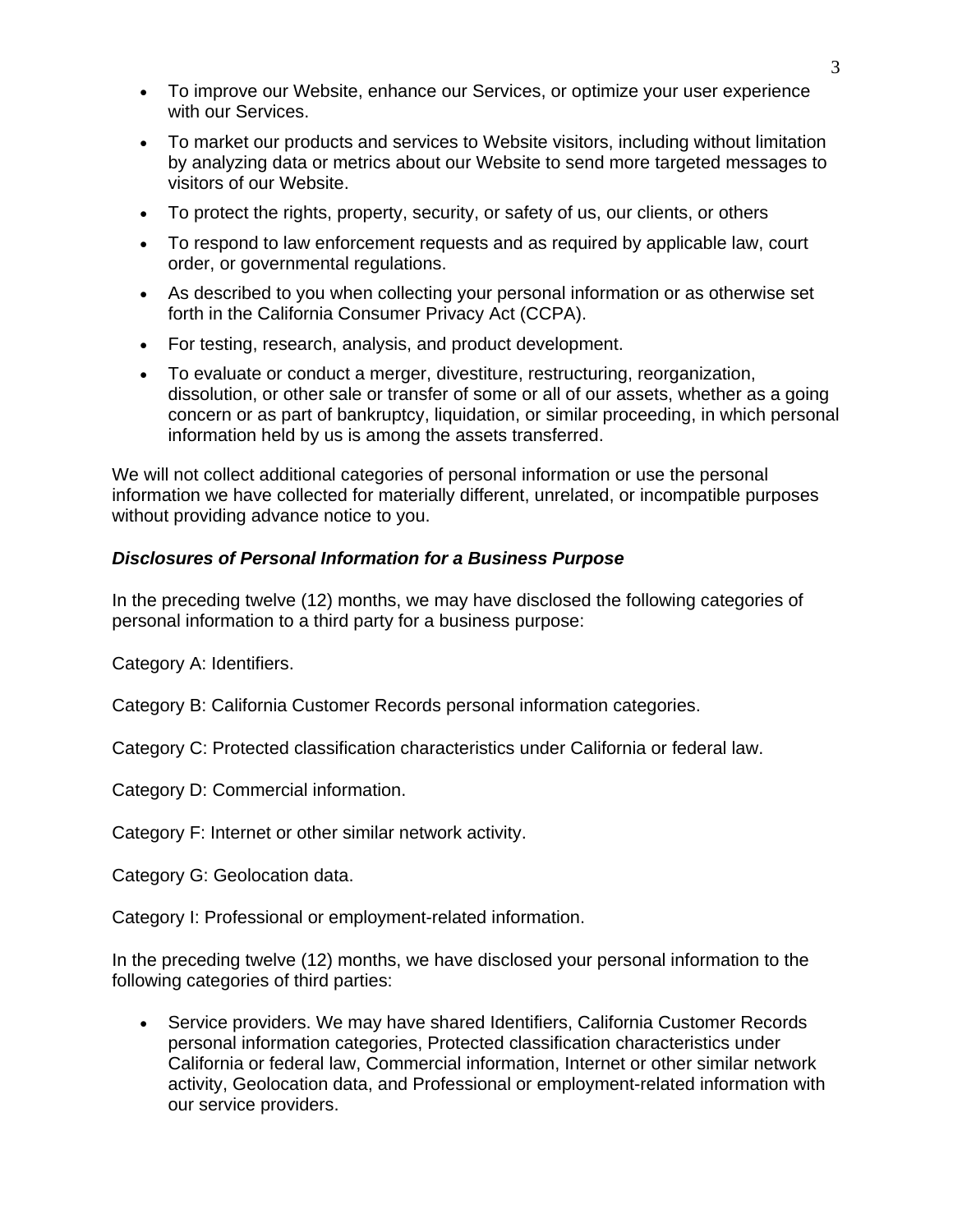- To improve our Website, enhance our Services, or optimize your user experience with our Services.
- To market our products and services to Website visitors, including without limitation by analyzing data or metrics about our Website to send more targeted messages to visitors of our Website.
- To protect the rights, property, security, or safety of us, our clients, or others
- To respond to law enforcement requests and as required by applicable law, court order, or governmental regulations.
- As described to you when collecting your personal information or as otherwise set forth in the California Consumer Privacy Act (CCPA).
- For testing, research, analysis, and product development.
- To evaluate or conduct a merger, divestiture, restructuring, reorganization, dissolution, or other sale or transfer of some or all of our assets, whether as a going concern or as part of bankruptcy, liquidation, or similar proceeding, in which personal information held by us is among the assets transferred.

We will not collect additional categories of personal information or use the personal information we have collected for materially different, unrelated, or incompatible purposes without providing advance notice to you.

***Disclosures of Personal Information for a Business Purpose***

In the preceding twelve (12) months, we may have disclosed the following categories of personal information to a third party for a business purpose:

Category A: Identifiers.

Category B: California Customer Records personal information categories.

Category C: Protected classification characteristics under California or federal law.

Category D: Commercial information.

Category F: Internet or other similar network activity.

Category G: Geolocation data.

Category I: Professional or employment-related information.

In the preceding twelve (12) months, we have disclosed your personal information to the following categories of third parties:

- Service providers. We may have shared Identifiers, California Customer Records personal information categories, Protected classification characteristics under California or federal law, Commercial information, Internet or other similar network activity, Geolocation data, and Professional or employment-related information with our service providers.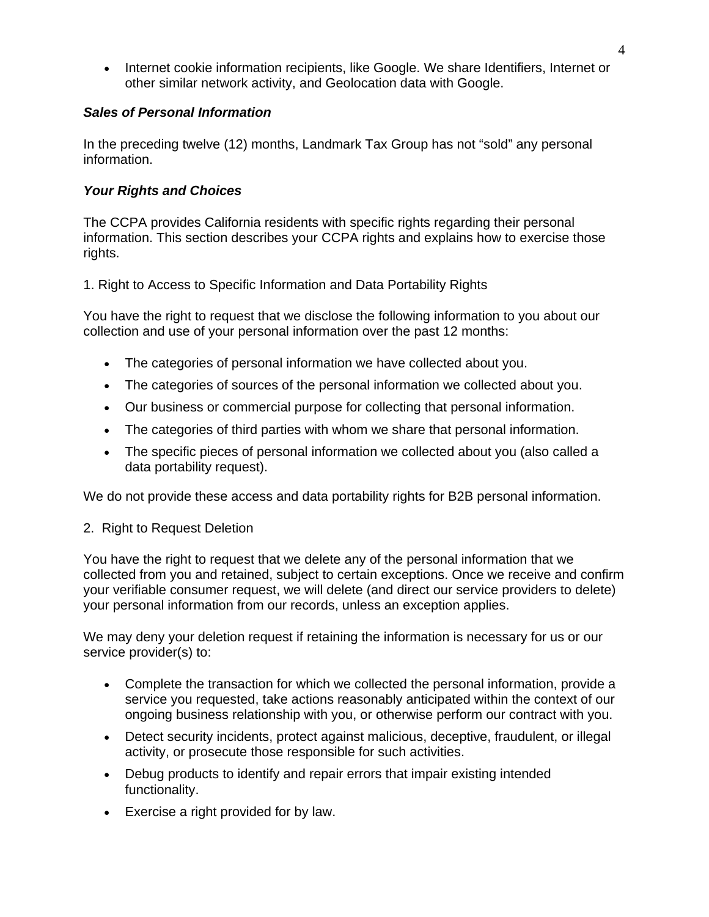- Internet cookie information recipients, like Google. We share Identifiers, Internet or other similar network activity, and Geolocation data with Google.

### *Sales of Personal Information*

In the preceding twelve (12) months, Landmark Tax Group has not "sold" any personal information.

### *Your Rights and Choices*

The CCPA provides California residents with specific rights regarding their personal information. This section describes your CCPA rights and explains how to exercise those rights.

1. Right to Access to Specific Information and Data Portability Rights

You have the right to request that we disclose the following information to you about our collection and use of your personal information over the past 12 months:

- The categories of personal information we have collected about you.
- The categories of sources of the personal information we collected about you.
- Our business or commercial purpose for collecting that personal information.
- The categories of third parties with whom we share that personal information.
- The specific pieces of personal information we collected about you (also called a data portability request).

We do not provide these access and data portability rights for B2B personal information.

2. Right to Request Deletion

You have the right to request that we delete any of the personal information that we collected from you and retained, subject to certain exceptions. Once we receive and confirm your verifiable consumer request, we will delete (and direct our service providers to delete) your personal information from our records, unless an exception applies.

We may deny your deletion request if retaining the information is necessary for us or our service provider(s) to:

- Complete the transaction for which we collected the personal information, provide a service you requested, take actions reasonably anticipated within the context of our ongoing business relationship with you, or otherwise perform our contract with you.
- Detect security incidents, protect against malicious, deceptive, fraudulent, or illegal activity, or prosecute those responsible for such activities.
- Debug products to identify and repair errors that impair existing intended functionality.
- Exercise a right provided for by law.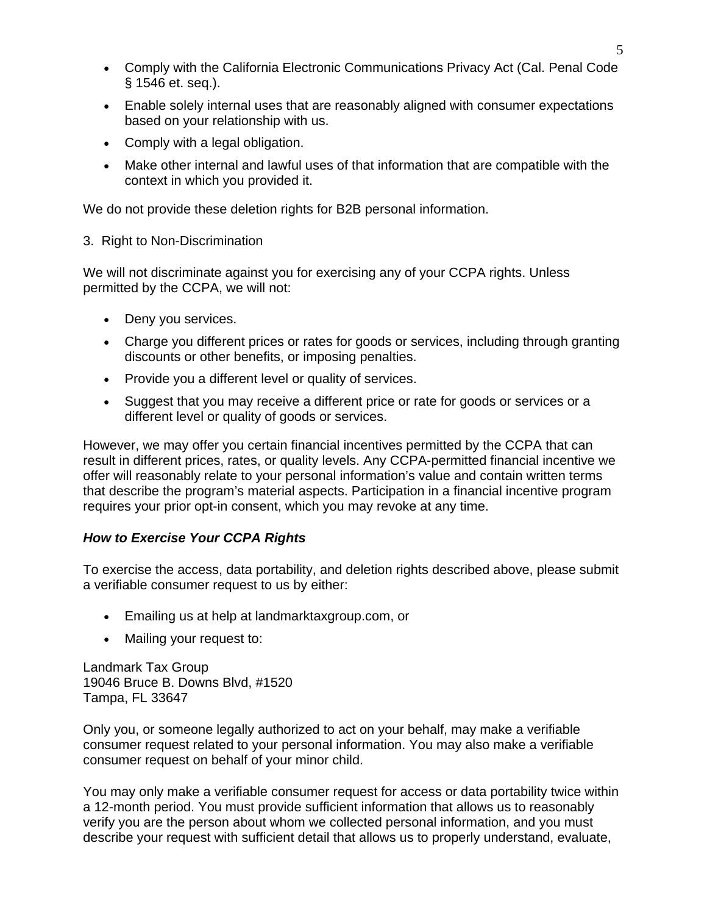- Comply with the California Electronic Communications Privacy Act (Cal. Penal Code § 1546 et. seq.).
- Enable solely internal uses that are reasonably aligned with consumer expectations based on your relationship with us.
- Comply with a legal obligation.
- Make other internal and lawful uses of that information that are compatible with the context in which you provided it.

We do not provide these deletion rights for B2B personal information.

3. Right to Non-Discrimination

We will not discriminate against you for exercising any of your CCPA rights. Unless permitted by the CCPA, we will not:

- Deny you services.
- Charge you different prices or rates for goods or services, including through granting discounts or other benefits, or imposing penalties.
- Provide you a different level or quality of services.
- Suggest that you may receive a different price or rate for goods or services or a different level or quality of goods or services.

However, we may offer you certain financial incentives permitted by the CCPA that can result in different prices, rates, or quality levels. Any CCPA-permitted financial incentive we offer will reasonably relate to your personal information's value and contain written terms that describe the program's material aspects. Participation in a financial incentive program requires your prior opt-in consent, which you may revoke at any time.

***How to Exercise Your CCPA Rights***

To exercise the access, data portability, and deletion rights described above, please submit a verifiable consumer request to us by either:

- Emailing us at help at landmarktaxgroup.com, or
- Mailing your request to:

Landmark Tax Group
19046 Bruce B. Downs Blvd, #1520
Tampa, FL 33647

Only you, or someone legally authorized to act on your behalf, may make a verifiable consumer request related to your personal information. You may also make a verifiable consumer request on behalf of your minor child.

You may only make a verifiable consumer request for access or data portability twice within a 12-month period. You must provide sufficient information that allows us to reasonably verify you are the person about whom we collected personal information, and you must describe your request with sufficient detail that allows us to properly understand, evaluate,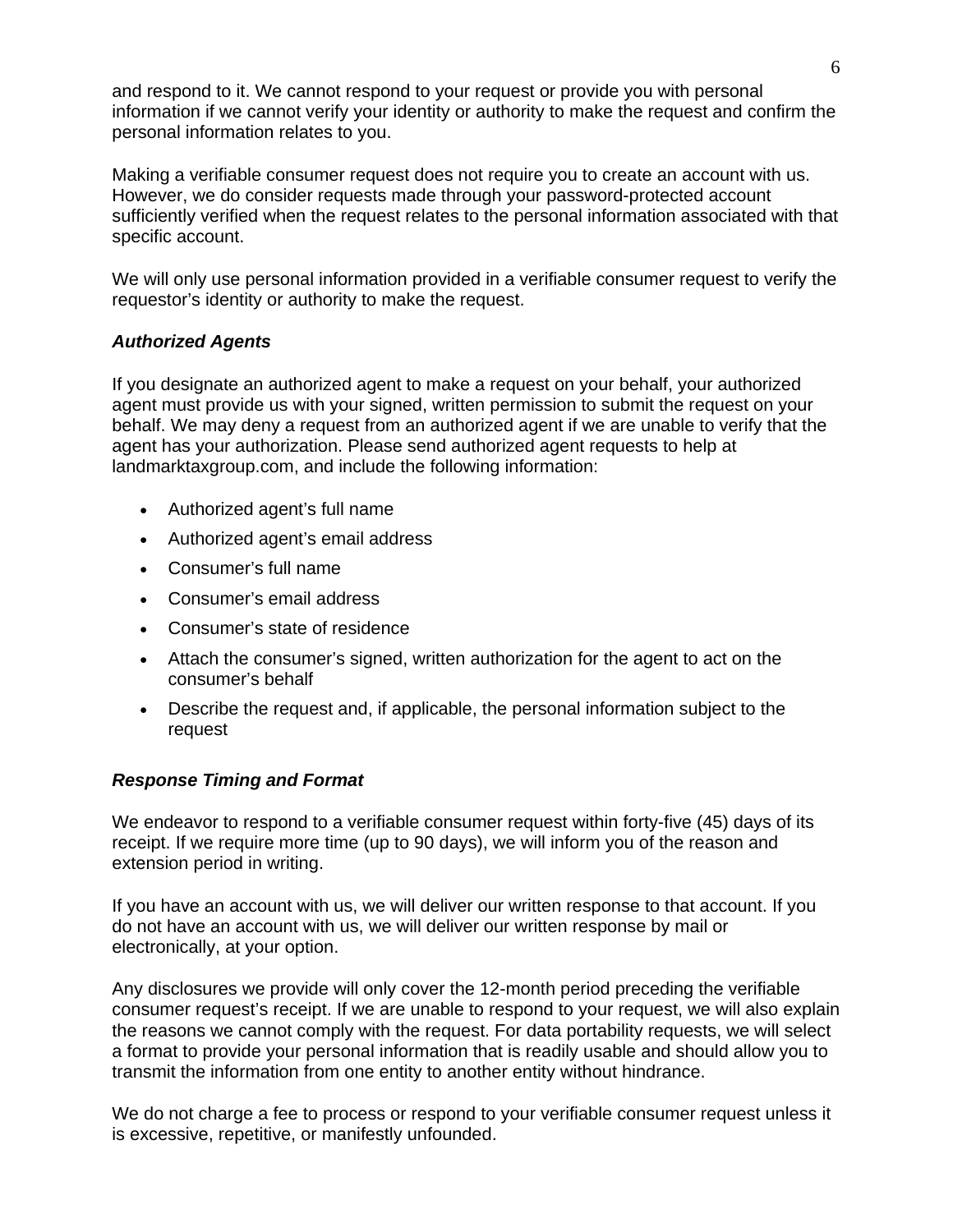and respond to it. We cannot respond to your request or provide you with personal information if we cannot verify your identity or authority to make the request and confirm the personal information relates to you.

Making a verifiable consumer request does not require you to create an account with us. However, we do consider requests made through your password-protected account sufficiently verified when the request relates to the personal information associated with that specific account.

We will only use personal information provided in a verifiable consumer request to verify the requestor's identity or authority to make the request.

### *Authorized Agents*

If you designate an authorized agent to make a request on your behalf, your authorized agent must provide us with your signed, written permission to submit the request on your behalf. We may deny a request from an authorized agent if we are unable to verify that the agent has your authorization. Please send authorized agent requests to help at landmarktaxgroup.com, and include the following information:

- Authorized agent's full name
- Authorized agent's email address
- Consumer's full name
- Consumer's email address
- Consumer's state of residence
- Attach the consumer's signed, written authorization for the agent to act on the consumer's behalf
- Describe the request and, if applicable, the personal information subject to the request

### *Response Timing and Format*

We endeavor to respond to a verifiable consumer request within forty-five (45) days of its receipt. If we require more time (up to 90 days), we will inform you of the reason and extension period in writing.

If you have an account with us, we will deliver our written response to that account. If you do not have an account with us, we will deliver our written response by mail or electronically, at your option.

Any disclosures we provide will only cover the 12-month period preceding the verifiable consumer request's receipt. If we are unable to respond to your request, we will also explain the reasons we cannot comply with the request. For data portability requests, we will select a format to provide your personal information that is readily usable and should allow you to transmit the information from one entity to another entity without hindrance.

We do not charge a fee to process or respond to your verifiable consumer request unless it is excessive, repetitive, or manifestly unfounded.